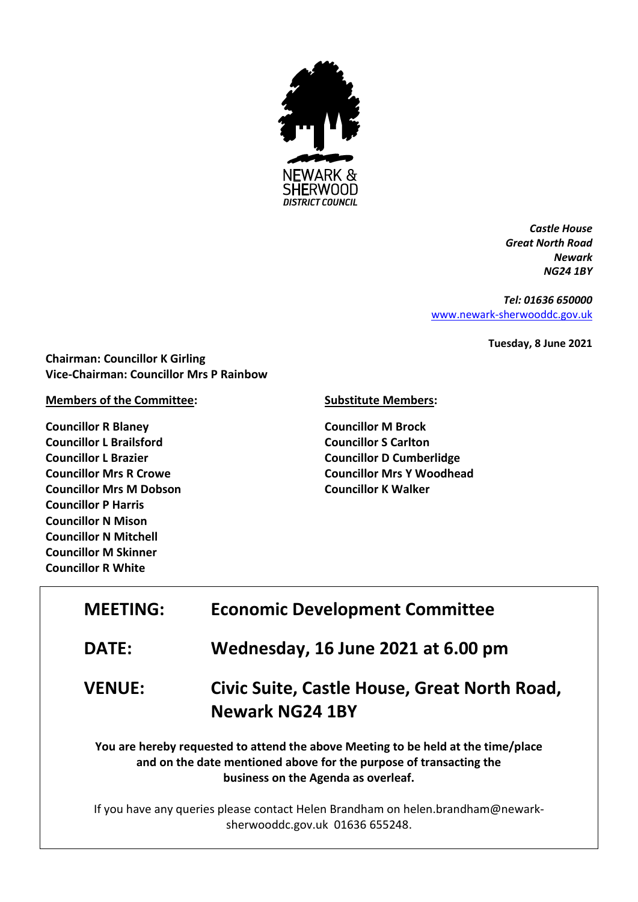NEWARK & SHERWOOD DISTRICT COUNCIL

*Castle House*
*Great North Road*
*Newark*
*NG24 1BY*

*Tel: 01636 650000*
[www.newark-sherwooddc.gov.uk](http://www.newark-sherwooddc.gov.uk)

**Tuesday, 8 June 2021**

**Chairman: Councillor K Girling**
**Vice-Chairman: Councillor Mrs P Rainbow**

**Members of the Committee:**

**Councillor R Blaney**
**Councillor L Brailsford**
**Councillor L Brazier**
**Councillor Mrs R Crowe**
**Councillor Mrs M Dobson**
**Councillor P Harris**
**Councillor N Mison**
**Councillor N Mitchell**
**Councillor M Skinner**
**Councillor R White**

**Substitute Members:**

**Councillor M Brock**
**Councillor S Carlton**
**Councillor D Cumberlidge**
**Councillor Mrs Y Woodhead**
**Councillor K Walker**

| | |
|---|---|
| **MEETING:** | **Economic Development Committee** |
| **DATE:** | **Wednesday, 16 June 2021 at 6.00 pm** |
| **VENUE:** | **Civic Suite, Castle House, Great North Road, Newark NG24 1BY** |

**You are hereby requested to attend the above Meeting to be held at the time/place and on the date mentioned above for the purpose of transacting the business on the Agenda as overleaf.**

If you have any queries please contact Helen Brandham on helen.brandham@newark-sherwooddc.gov.uk 01636 655248.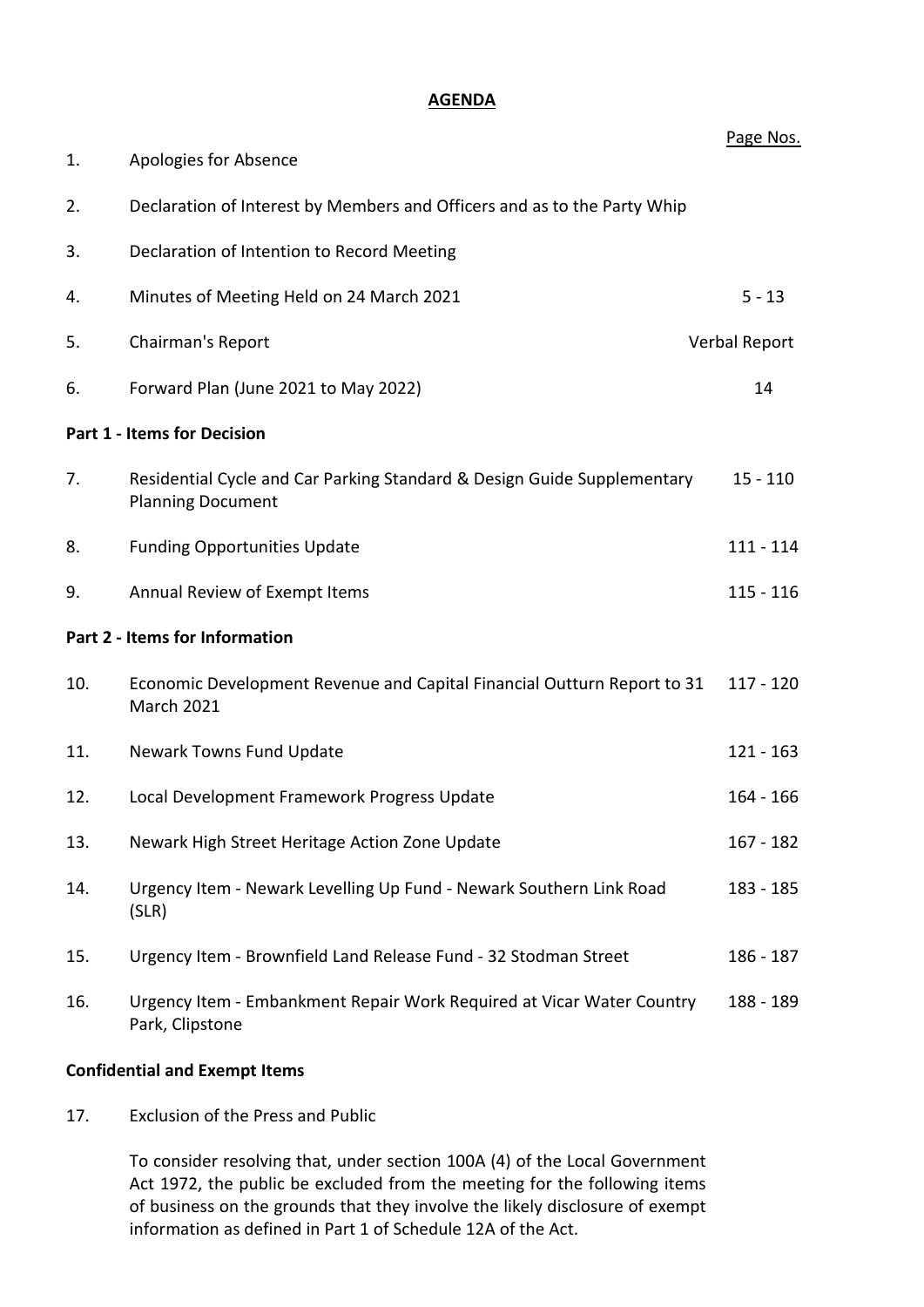# AGENDA

| | | Page Nos. |
|---|---|---|
| 1. | Apologies for Absence | |
| 2. | Declaration of Interest by Members and Officers and as to the Party Whip | |
| 3. | Declaration of Intention to Record Meeting | |
| 4. | Minutes of Meeting Held on 24 March 2021 | 5 - 13 |
| 5. | Chairman's Report | Verbal Report |
| 6. | Forward Plan (June 2021 to May 2022) | 14 |
| **Part 1 - Items for Decision** | | |
| 7. | Residential Cycle and Car Parking Standard & Design Guide Supplementary Planning Document | 15 - 110 |
| 8. | Funding Opportunities Update | 111 - 114 |
| 9. | Annual Review of Exempt Items | 115 - 116 |
| **Part 2 - Items for Information** | | |
| 10. | Economic Development Revenue and Capital Financial Outturn Report to 31 March 2021 | 117 - 120 |
| 11. | Newark Towns Fund Update | 121 - 163 |
| 12. | Local Development Framework Progress Update | 164 - 166 |
| 13. | Newark High Street Heritage Action Zone Update | 167 - 182 |
| 14. | Urgency Item - Newark Levelling Up Fund - Newark Southern Link Road (SLR) | 183 - 185 |
| 15. | Urgency Item - Brownfield Land Release Fund - 32 Stodman Street | 186 - 187 |
| 16. | Urgency Item - Embankment Repair Work Required at Vicar Water Country Park, Clipstone | 188 - 189 |

**Confidential and Exempt Items**

17. Exclusion of the Press and Public

    To consider resolving that, under section 100A (4) of the Local Government Act 1972, the public be excluded from the meeting for the following items of business on the grounds that they involve the likely disclosure of exempt information as defined in Part 1 of Schedule 12A of the Act.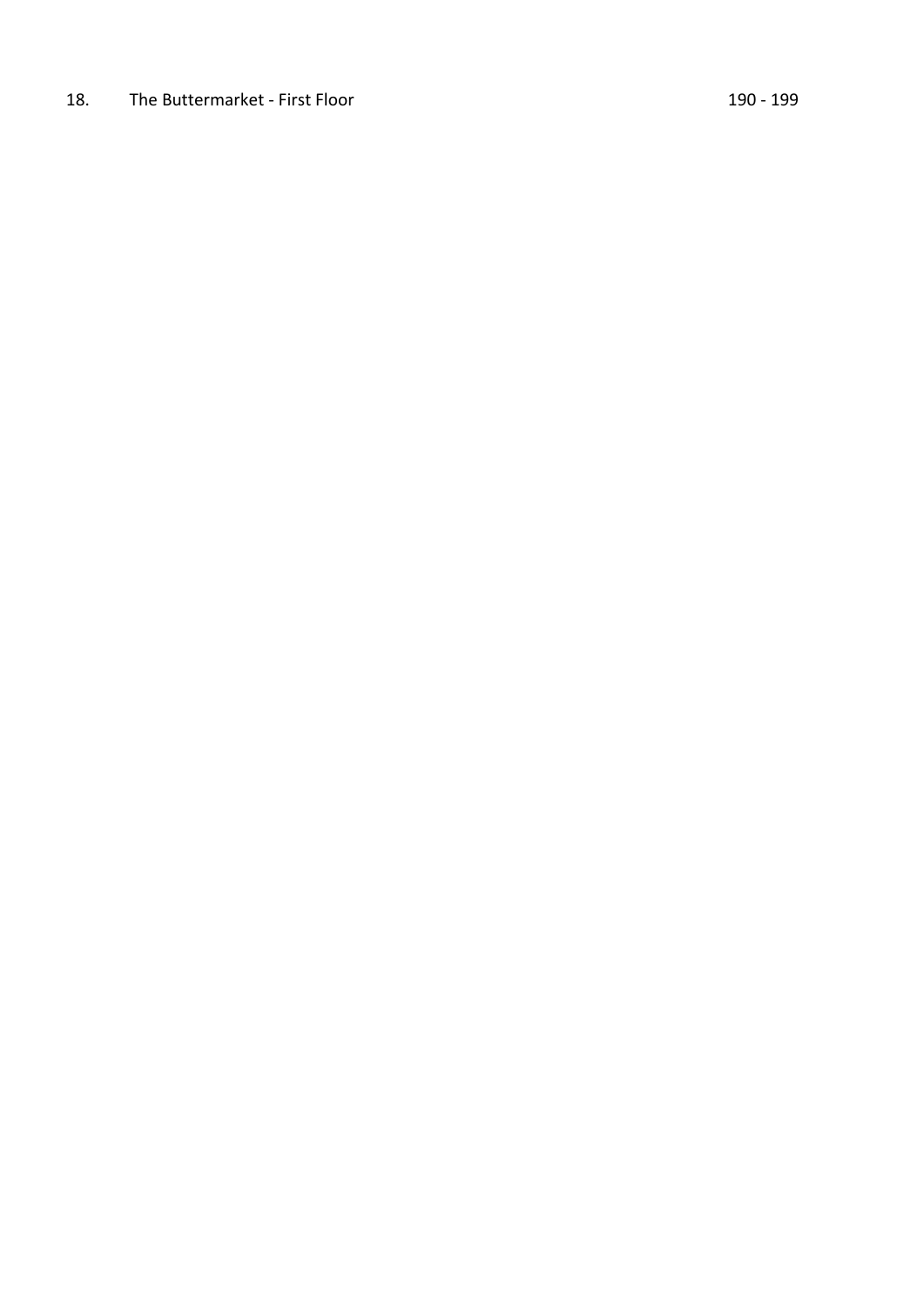18. The Buttermarket - First Floor 190 - 199